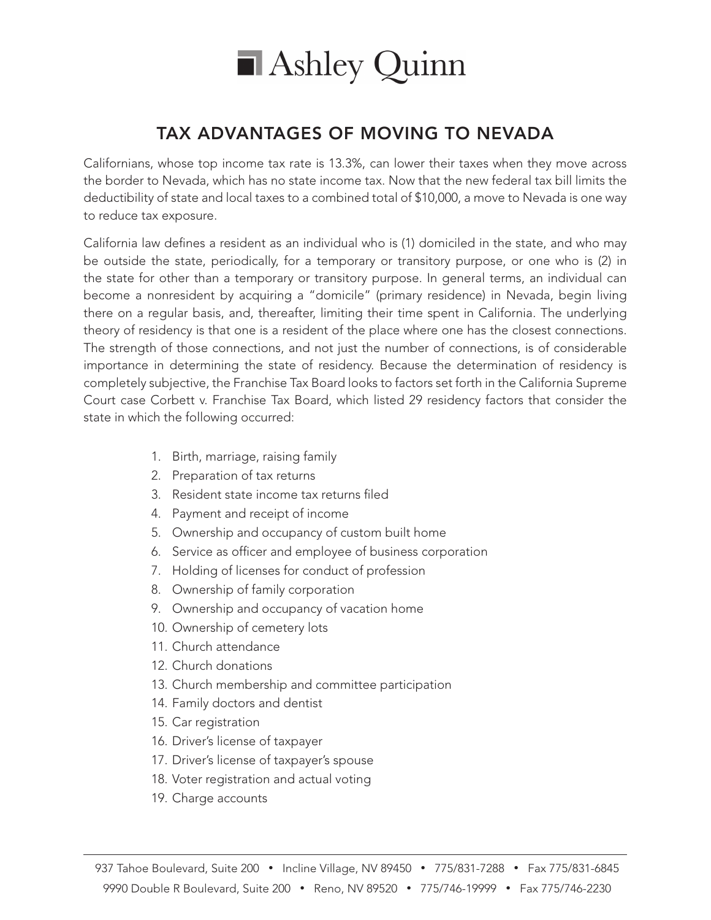# Ashley Quinn

## TAX ADVANTAGES OF MOVING TO NEVADA

Californians, whose top income tax rate is 13.3%, can lower their taxes when they move across the border to Nevada, which has no state income tax. Now that the new federal tax bill limits the deductibility of state and local taxes to a combined total of $10,000, a move to Nevada is one way to reduce tax exposure.

California law defines a resident as an individual who is (1) domiciled in the state, and who may be outside the state, periodically, for a temporary or transitory purpose, or one who is (2) in the state for other than a temporary or transitory purpose. In general terms, an individual can become a nonresident by acquiring a "domicile" (primary residence) in Nevada, begin living there on a regular basis, and, thereafter, limiting their time spent in California. The underlying theory of residency is that one is a resident of the place where one has the closest connections. The strength of those connections, and not just the number of connections, is of considerable importance in determining the state of residency. Because the determination of residency is completely subjective, the Franchise Tax Board looks to factors set forth in the California Supreme Court case Corbett v. Franchise Tax Board, which listed 29 residency factors that consider the state in which the following occurred:

1. Birth, marriage, raising family
2. Preparation of tax returns
3. Resident state income tax returns filed
4. Payment and receipt of income
5. Ownership and occupancy of custom built home
6. Service as officer and employee of business corporation
7. Holding of licenses for conduct of profession
8. Ownership of family corporation
9. Ownership and occupancy of vacation home
10. Ownership of cemetery lots
11. Church attendance
12. Church donations
13. Church membership and committee participation
14. Family doctors and dentist
15. Car registration
16. Driver's license of taxpayer
17. Driver's license of taxpayer's spouse
18. Voter registration and actual voting
19. Charge accounts

937 Tahoe Boulevard, Suite 200 • Incline Village, NV 89450 • 775/831-7288 • Fax 775/831-6845
9990 Double R Boulevard, Suite 200 • Reno, NV 89520 • 775/746-19999 • Fax 775/746-2230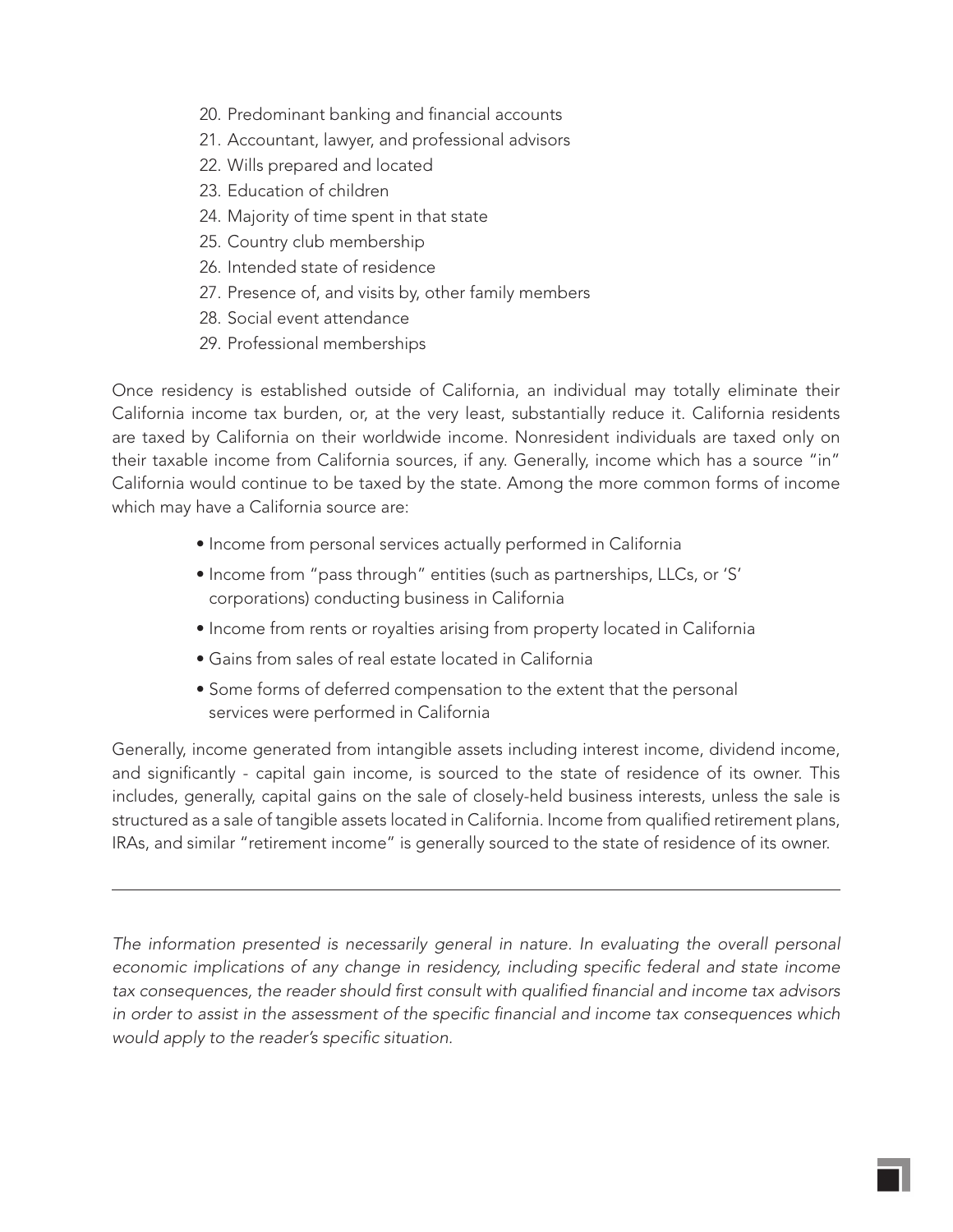20. Predominant banking and financial accounts
21. Accountant, lawyer, and professional advisors
22. Wills prepared and located
23. Education of children
24. Majority of time spent in that state
25. Country club membership
26. Intended state of residence
27. Presence of, and visits by, other family members
28. Social event attendance
29. Professional memberships

Once residency is established outside of California, an individual may totally eliminate their California income tax burden, or, at the very least, substantially reduce it. California residents are taxed by California on their worldwide income. Nonresident individuals are taxed only on their taxable income from California sources, if any. Generally, income which has a source "in" California would continue to be taxed by the state. Among the more common forms of income which may have a California source are:

- Income from personal services actually performed in California
- Income from "pass through" entities (such as partnerships, LLCs, or 'S' corporations) conducting business in California
- Income from rents or royalties arising from property located in California
- Gains from sales of real estate located in California
- Some forms of deferred compensation to the extent that the personal services were performed in California

Generally, income generated from intangible assets including interest income, dividend income, and significantly - capital gain income, is sourced to the state of residence of its owner. This includes, generally, capital gains on the sale of closely-held business interests, unless the sale is structured as a sale of tangible assets located in California. Income from qualified retirement plans, IRAs, and similar "retirement income" is generally sourced to the state of residence of its owner.

---

*The information presented is necessarily general in nature. In evaluating the overall personal economic implications of any change in residency, including specific federal and state income tax consequences, the reader should first consult with qualified financial and income tax advisors in order to assist in the assessment of the specific financial and income tax consequences which would apply to the reader's specific situation.*